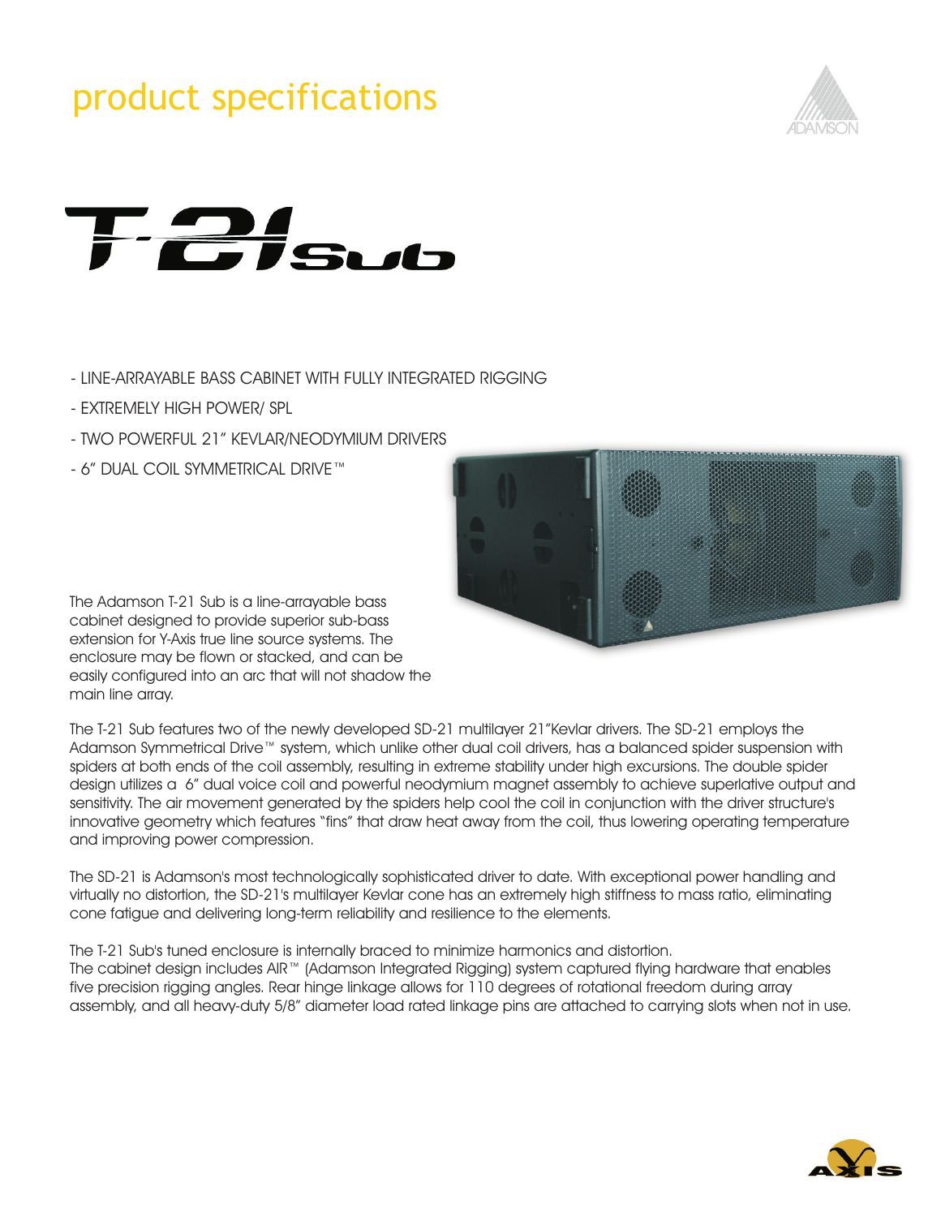# product specifications

## T-21 Sub

- LINE-ARRAYABLE BASS CABINET WITH FULLY INTEGRATED RIGGING
- EXTREMELY HIGH POWER/ SPL
- TWO POWERFUL 21" KEVLAR/NEODYMIUM DRIVERS
- 6" DUAL COIL SYMMETRICAL DRIVE™

The Adamson T-21 Sub is a line-arrayable bass cabinet designed to provide superior sub-bass extension for Y-Axis true line source systems. The enclosure may be flown or stacked, and can be easily configured into an arc that will not shadow the main line array.

The T-21 Sub features two of the newly developed SD-21 multilayer 21"Kevlar drivers. The SD-21 employs the Adamson Symmetrical Drive™ system, which unlike other dual coil drivers, has a balanced spider suspension with spiders at both ends of the coil assembly, resulting in extreme stability under high excursions. The double spider design utilizes a 6" dual voice coil and powerful neodymium magnet assembly to achieve superlative output and sensitivity. The air movement generated by the spiders help cool the coil in conjunction with the driver structure's innovative geometry which features "fins" that draw heat away from the coil, thus lowering operating temperature and improving power compression.

The SD-21 is Adamson's most technologically sophisticated driver to date. With exceptional power handling and virtually no distortion, the SD-21's multilayer Kevlar cone has an extremely high stiffness to mass ratio, eliminating cone fatigue and delivering long-term reliability and resilience to the elements.

The T-21 Sub's tuned enclosure is internally braced to minimize harmonics and distortion.
The cabinet design includes AIR™ (Adamson Integrated Rigging) system captured flying hardware that enables five precision rigging angles. Rear hinge linkage allows for 110 degrees of rotational freedom during array assembly, and all heavy-duty 5/8" diameter load rated linkage pins are attached to carrying slots when not in use.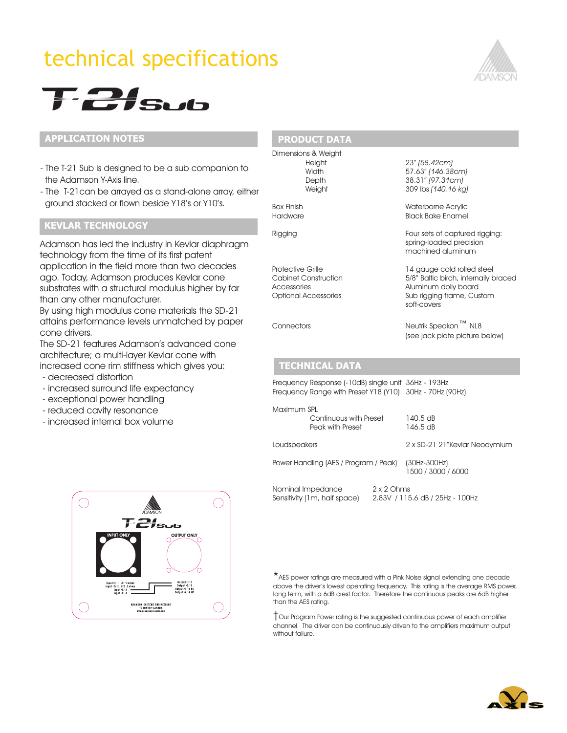# technical specifications

## T-21 Sub

### APPLICATION NOTES

- The T-21 Sub is designed to be a sub companion to the Adamson Y-Axis line.
- The T-21can be arrayed as a stand-alone array, either ground stacked or flown beside Y18's or Y10's.

### KEVLAR TECHNOLOGY

Adamson has led the industry in Kevlar diaphragm technology from the time of its first patent application in the field more than two decades ago. Today, Adamson produces Kevlar cone substrates with a structural modulus higher by far than any other manufacturer.
By using high modulus cone materials the SD-21 attains performance levels unmatched by paper cone drivers.
The SD-21 features Adamson's advanced cone architecture; a multi-layer Kevlar cone with increased cone rim stiffness which gives you:

- decreased distortion
- increased surround life expectancy
- exceptional power handling
- reduced cavity resonance
- increased internal box volume

### PRODUCT DATA

| | |
|---|---|
| Dimensions & Weight | |
| Height | *23" (58.42cm)* |
| Width | 57.63" *(146.38cm)* |
| Depth | 38.31" *(97.31cm)* |
| Weight | 309 lbs *(140.16 kg)* |
| Box Finish | Waterborne Acrylic |
| Hardware | Black Bake Enamel |
| Rigging | Four sets of captured rigging: spring-loaded precision machined aluminum |
| Protective Grille | 14 gauge cold rolled steel |
| Cabinet Construction | 5/8" Baltic birch, internally braced |
| Accessories | Aluminum dolly board |
| Optional Accessories | Sub rigging frame, Custom soft-covers |
| Connectors | Neutrik Speakon™ NL8 (see jack plate picture below) |

### TECHNICAL DATA

| | |
|---|---|
| Frequency Response (-10dB) single unit | 36Hz - 193Hz |
| Frequency Range with Preset Y18 (Y10) | 30Hz - 70Hz (90Hz) |
| Maximum SPL | |
| Continuous with Preset | 140.5 dB |
| Peak with Preset | 146.5 dB |
| Loudspeakers | 2 x SD-21 21"Kevlar Neodymium |
| Power Handling (AES / Program / Peak) | (30Hz-300Hz) 1500 / 3000 / 6000 |
| Nominal Impedance | 2 x 2 Ohms |
| Sensitivity (1m, half space) | 2.83V / 115.6 dB / 25Hz - 100Hz |

*AES power ratings are measured with a Pink Noise signal extending one decade above the driver's lowest operating frequency. This rating is the average RMS power, long term, with a 6dB crest factor. Therefore the continuous peaks are 6dB higher than the AES rating.

†Our Program Power rating is the suggested continuous power of each amplifier channel. The driver can be continuously driven to the amplifiers maximum output without failure.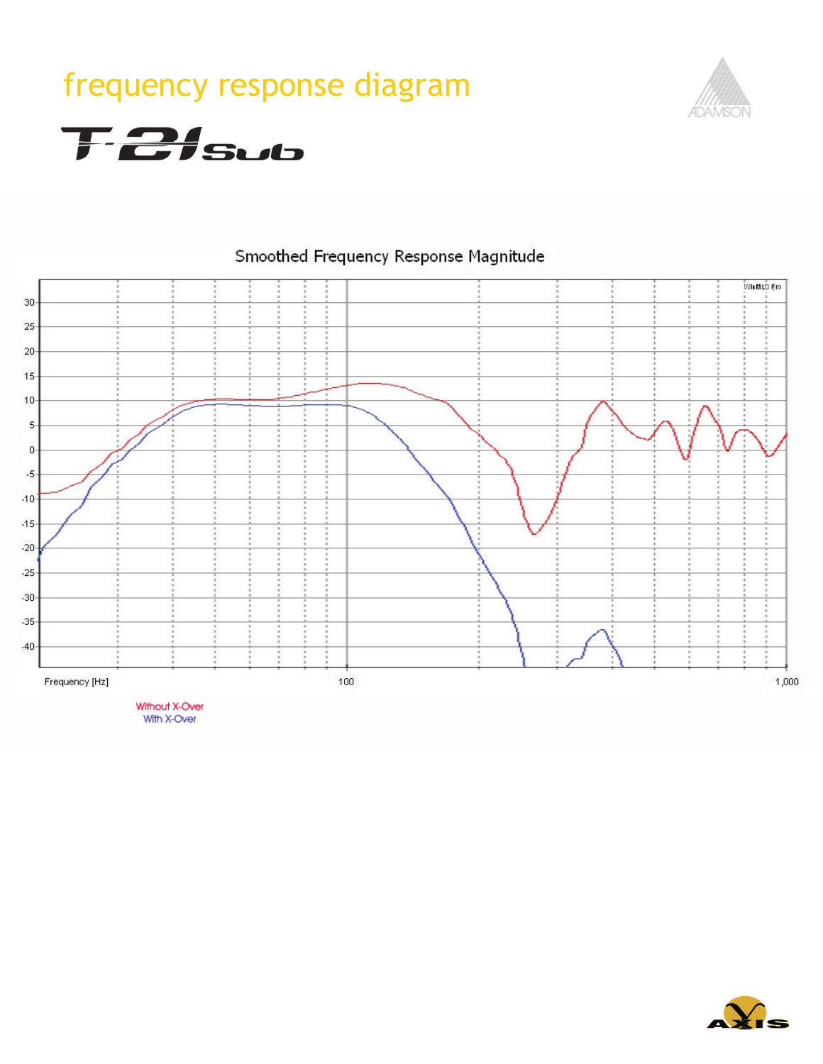# frequency response diagram

## T-21 sub

Smoothed Frequency Response Magnitude

WinMLS Pro

30
25
20
15
10
5
0
-5
-10
-15
-20
-25
-30
-35
-40

Frequency [Hz] 100 1,000

Without X-Over
With X-Over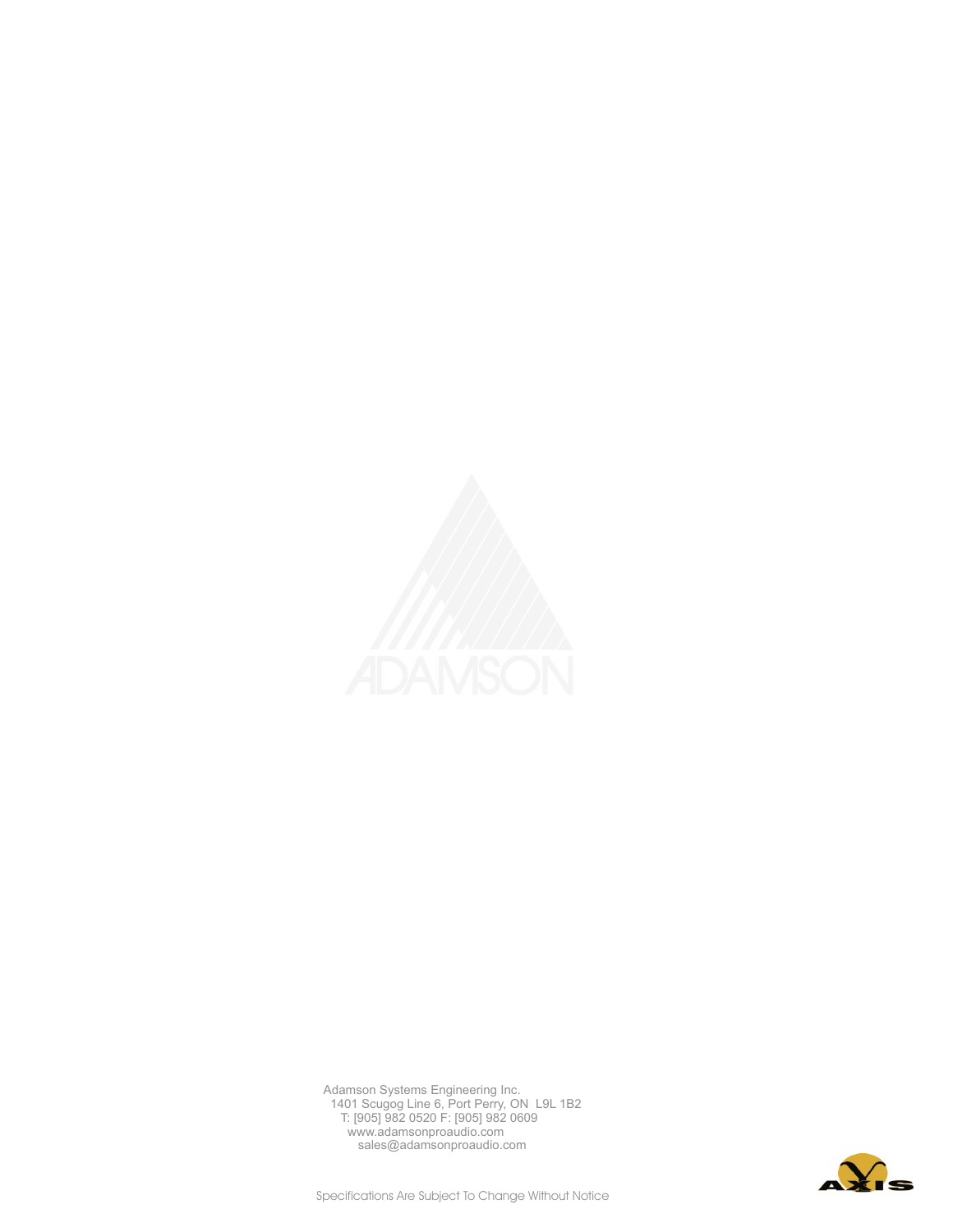Adamson Systems Engineering Inc.
1401 Scugog Line 6, Port Perry, ON  L9L 1B2
T: [905] 982 0520 F: [905] 982 0609
www.adamsonproaudio.com
sales@adamsonproaudio.com

Specifications Are Subject To Change Without Notice